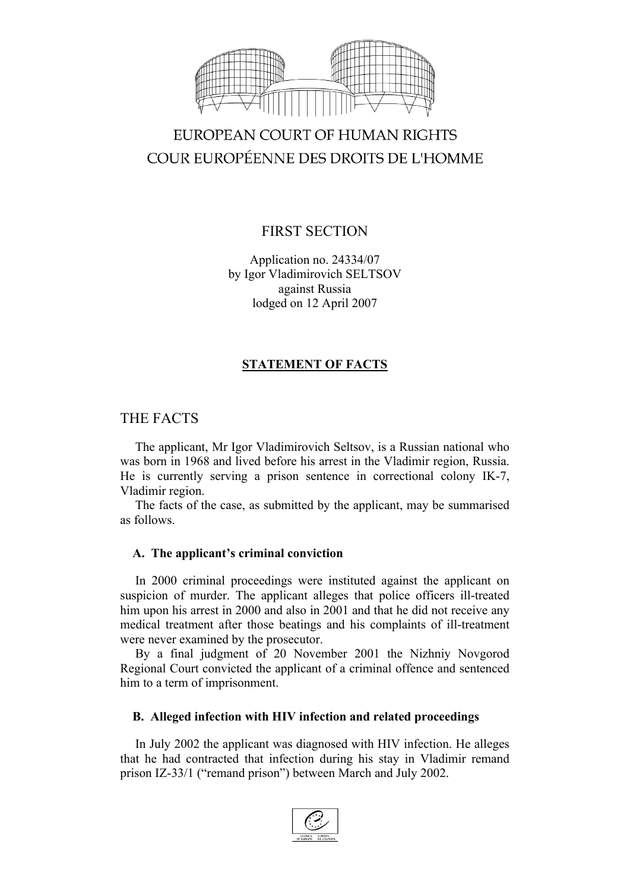EUROPEAN COURT OF HUMAN RIGHTS
COUR EUROPÉENNE DES DROITS DE L'HOMME

FIRST SECTION

Application no. 24334/07
by Igor Vladimirovich SELTSOV
against Russia
lodged on 12 April 2007

**STATEMENT OF FACTS**

# THE FACTS

The applicant, Mr Igor Vladimirovich Seltsov, is a Russian national who was born in 1968 and lived before his arrest in the Vladimir region, Russia. He is currently serving a prison sentence in correctional colony IK-7, Vladimir region.

The facts of the case, as submitted by the applicant, may be summarised as follows.

### A. The applicant's criminal conviction

In 2000 criminal proceedings were instituted against the applicant on suspicion of murder. The applicant alleges that police officers ill-treated him upon his arrest in 2000 and also in 2001 and that he did not receive any medical treatment after those beatings and his complaints of ill-treatment were never examined by the prosecutor.

By a final judgment of 20 November 2001 the Nizhniy Novgorod Regional Court convicted the applicant of a criminal offence and sentenced him to a term of imprisonment.

### B. Alleged infection with HIV infection and related proceedings

In July 2002 the applicant was diagnosed with HIV infection. He alleges that he had contracted that infection during his stay in Vladimir remand prison IZ-33/1 ("remand prison") between March and July 2002.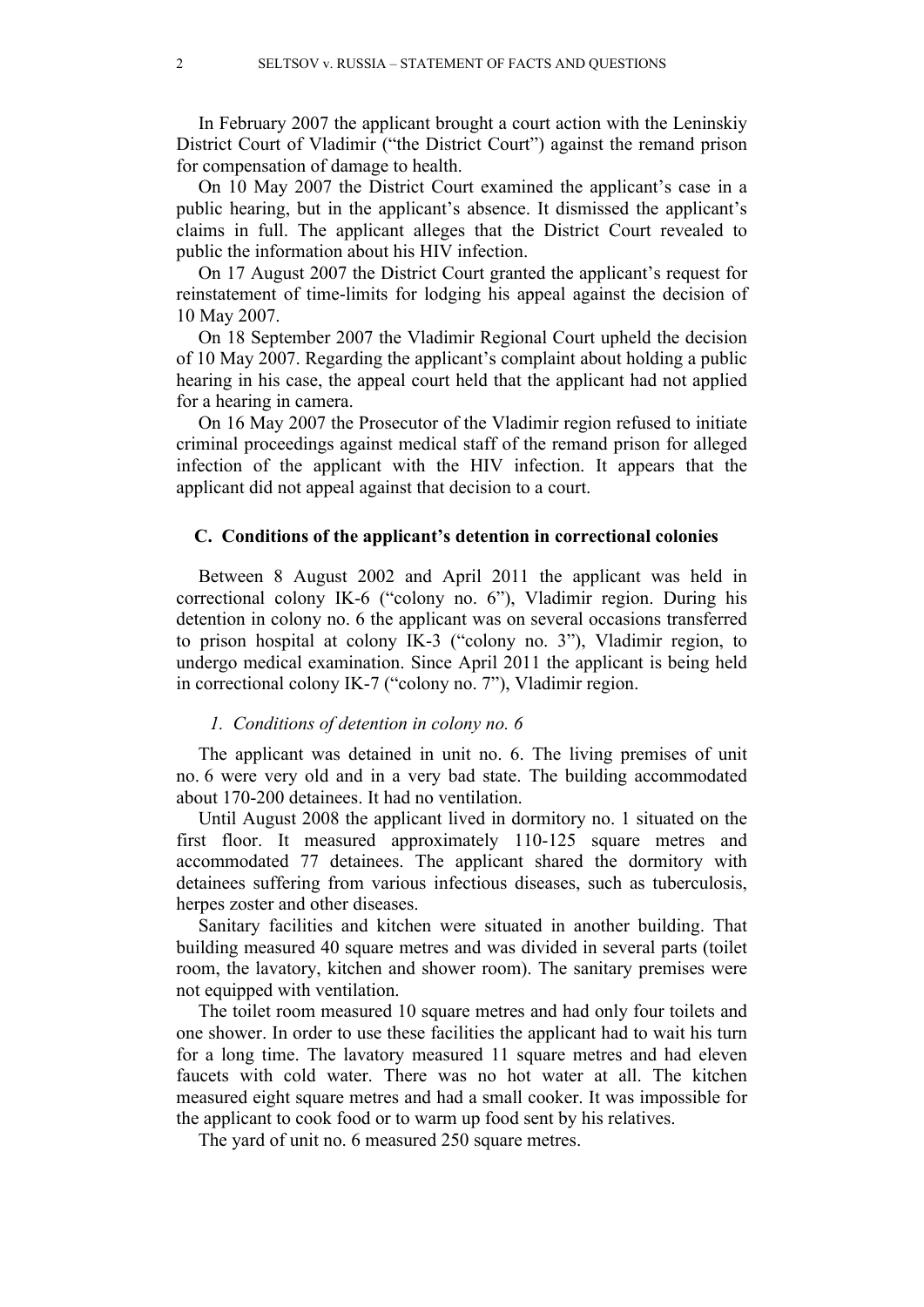In February 2007 the applicant brought a court action with the Leninskiy District Court of Vladimir ("the District Court") against the remand prison for compensation of damage to health.

On 10 May 2007 the District Court examined the applicant's case in a public hearing, but in the applicant's absence. It dismissed the applicant's claims in full. The applicant alleges that the District Court revealed to public the information about his HIV infection.

On 17 August 2007 the District Court granted the applicant's request for reinstatement of time-limits for lodging his appeal against the decision of 10 May 2007.

On 18 September 2007 the Vladimir Regional Court upheld the decision of 10 May 2007. Regarding the applicant's complaint about holding a public hearing in his case, the appeal court held that the applicant had not applied for a hearing in camera.

On 16 May 2007 the Prosecutor of the Vladimir region refused to initiate criminal proceedings against medical staff of the remand prison for alleged infection of the applicant with the HIV infection. It appears that the applicant did not appeal against that decision to a court.

## C. Conditions of the applicant's detention in correctional colonies

Between 8 August 2002 and April 2011 the applicant was held in correctional colony IK-6 ("colony no. 6"), Vladimir region. During his detention in colony no. 6 the applicant was on several occasions transferred to prison hospital at colony IK-3 ("colony no. 3"), Vladimir region, to undergo medical examination. Since April 2011 the applicant is being held in correctional colony IK-7 ("colony no. 7"), Vladimir region.

### *1. Conditions of detention in colony no. 6*

The applicant was detained in unit no. 6. The living premises of unit no. 6 were very old and in a very bad state. The building accommodated about 170-200 detainees. It had no ventilation.

Until August 2008 the applicant lived in dormitory no. 1 situated on the first floor. It measured approximately 110-125 square metres and accommodated 77 detainees. The applicant shared the dormitory with detainees suffering from various infectious diseases, such as tuberculosis, herpes zoster and other diseases.

Sanitary facilities and kitchen were situated in another building. That building measured 40 square metres and was divided in several parts (toilet room, the lavatory, kitchen and shower room). The sanitary premises were not equipped with ventilation.

The toilet room measured 10 square metres and had only four toilets and one shower. In order to use these facilities the applicant had to wait his turn for a long time. The lavatory measured 11 square metres and had eleven faucets with cold water. There was no hot water at all. The kitchen measured eight square metres and had a small cooker. It was impossible for the applicant to cook food or to warm up food sent by his relatives.

The yard of unit no. 6 measured 250 square metres.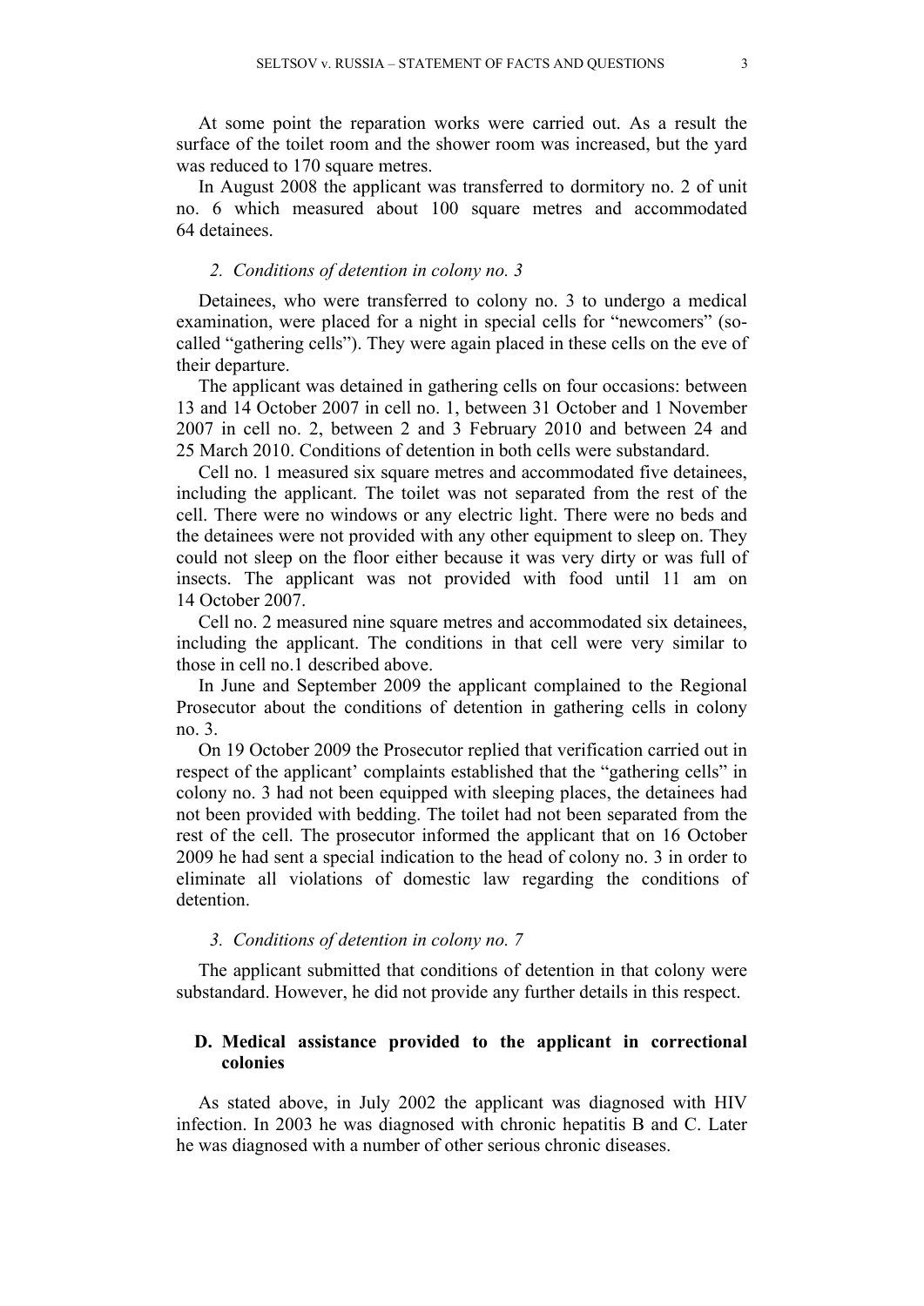At some point the reparation works were carried out. As a result the surface of the toilet room and the shower room was increased, but the yard was reduced to 170 square metres.

In August 2008 the applicant was transferred to dormitory no. 2 of unit no. 6 which measured about 100 square metres and accommodated 64 detainees.

### *2. Conditions of detention in colony no. 3*

Detainees, who were transferred to colony no. 3 to undergo a medical examination, were placed for a night in special cells for "newcomers" (so-called "gathering cells"). They were again placed in these cells on the eve of their departure.

The applicant was detained in gathering cells on four occasions: between 13 and 14 October 2007 in cell no. 1, between 31 October and 1 November 2007 in cell no. 2, between 2 and 3 February 2010 and between 24 and 25 March 2010. Conditions of detention in both cells were substandard.

Cell no. 1 measured six square metres and accommodated five detainees, including the applicant. The toilet was not separated from the rest of the cell. There were no windows or any electric light. There were no beds and the detainees were not provided with any other equipment to sleep on. They could not sleep on the floor either because it was very dirty or was full of insects. The applicant was not provided with food until 11 am on 14 October 2007.

Cell no. 2 measured nine square metres and accommodated six detainees, including the applicant. The conditions in that cell were very similar to those in cell no.1 described above.

In June and September 2009 the applicant complained to the Regional Prosecutor about the conditions of detention in gathering cells in colony no. 3.

On 19 October 2009 the Prosecutor replied that verification carried out in respect of the applicant' complaints established that the "gathering cells" in colony no. 3 had not been equipped with sleeping places, the detainees had not been provided with bedding. The toilet had not been separated from the rest of the cell. The prosecutor informed the applicant that on 16 October 2009 he had sent a special indication to the head of colony no. 3 in order to eliminate all violations of domestic law regarding the conditions of detention.

### *3. Conditions of detention in colony no. 7*

The applicant submitted that conditions of detention in that colony were substandard. However, he did not provide any further details in this respect.

## D. Medical assistance provided to the applicant in correctional colonies

As stated above, in July 2002 the applicant was diagnosed with HIV infection. In 2003 he was diagnosed with chronic hepatitis B and C. Later he was diagnosed with a number of other serious chronic diseases.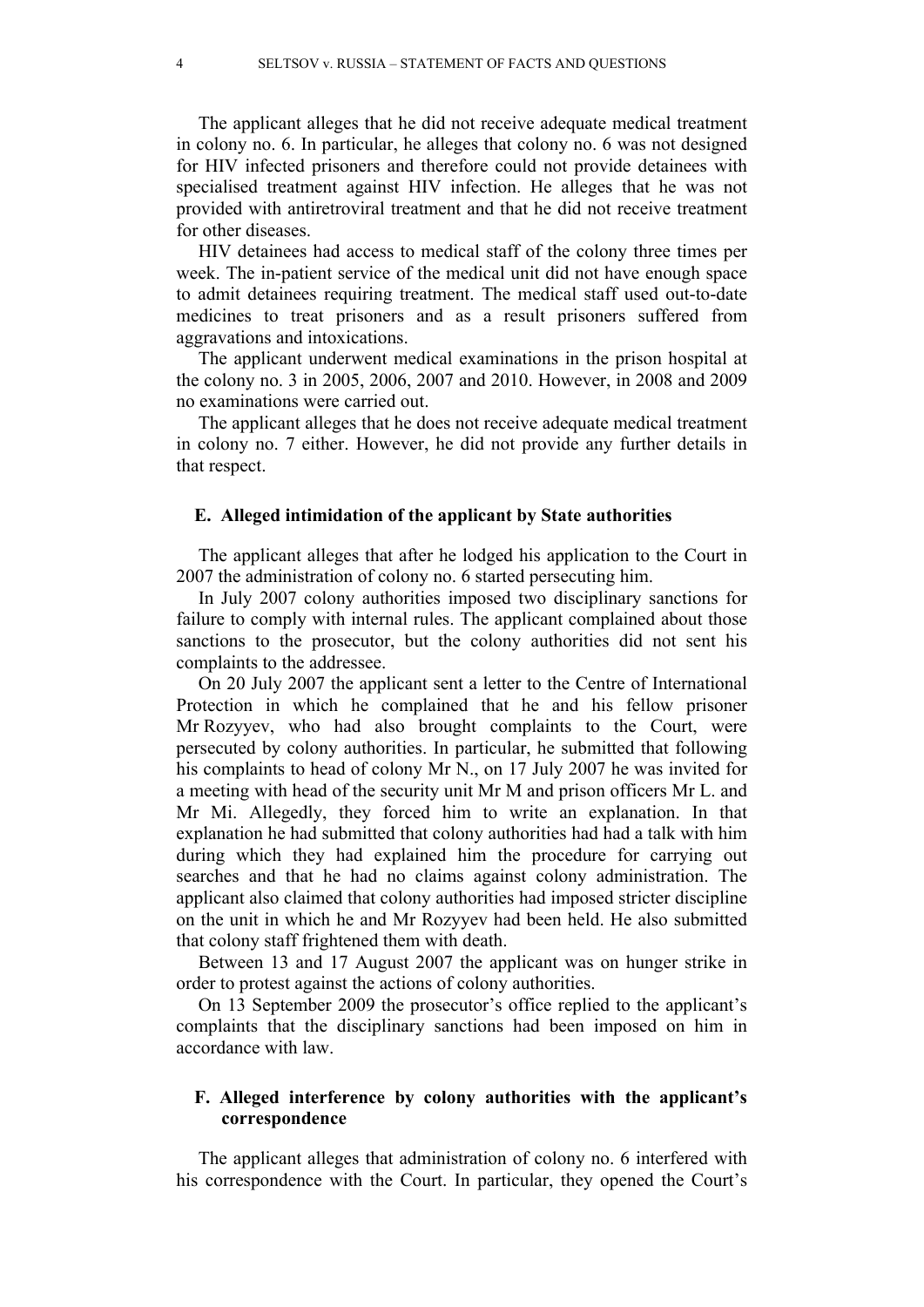The applicant alleges that he did not receive adequate medical treatment in colony no. 6. In particular, he alleges that colony no. 6 was not designed for HIV infected prisoners and therefore could not provide detainees with specialised treatment against HIV infection. He alleges that he was not provided with antiretroviral treatment and that he did not receive treatment for other diseases.

HIV detainees had access to medical staff of the colony three times per week. The in-patient service of the medical unit did not have enough space to admit detainees requiring treatment. The medical staff used out-to-date medicines to treat prisoners and as a result prisoners suffered from aggravations and intoxications.

The applicant underwent medical examinations in the prison hospital at the colony no. 3 in 2005, 2006, 2007 and 2010. However, in 2008 and 2009 no examinations were carried out.

The applicant alleges that he does not receive adequate medical treatment in colony no. 7 either. However, he did not provide any further details in that respect.

## E. Alleged intimidation of the applicant by State authorities

The applicant alleges that after he lodged his application to the Court in 2007 the administration of colony no. 6 started persecuting him.

In July 2007 colony authorities imposed two disciplinary sanctions for failure to comply with internal rules. The applicant complained about those sanctions to the prosecutor, but the colony authorities did not sent his complaints to the addressee.

On 20 July 2007 the applicant sent a letter to the Centre of International Protection in which he complained that he and his fellow prisoner Mr Rozyyev, who had also brought complaints to the Court, were persecuted by colony authorities. In particular, he submitted that following his complaints to head of colony Mr N., on 17 July 2007 he was invited for a meeting with head of the security unit Mr M and prison officers Mr L. and Mr Mi. Allegedly, they forced him to write an explanation. In that explanation he had submitted that colony authorities had had a talk with him during which they had explained him the procedure for carrying out searches and that he had no claims against colony administration. The applicant also claimed that colony authorities had imposed stricter discipline on the unit in which he and Mr Rozyyev had been held. He also submitted that colony staff frightened them with death.

Between 13 and 17 August 2007 the applicant was on hunger strike in order to protest against the actions of colony authorities.

On 13 September 2009 the prosecutor's office replied to the applicant's complaints that the disciplinary sanctions had been imposed on him in accordance with law.

## F. Alleged interference by colony authorities with the applicant's correspondence

The applicant alleges that administration of colony no. 6 interfered with his correspondence with the Court. In particular, they opened the Court's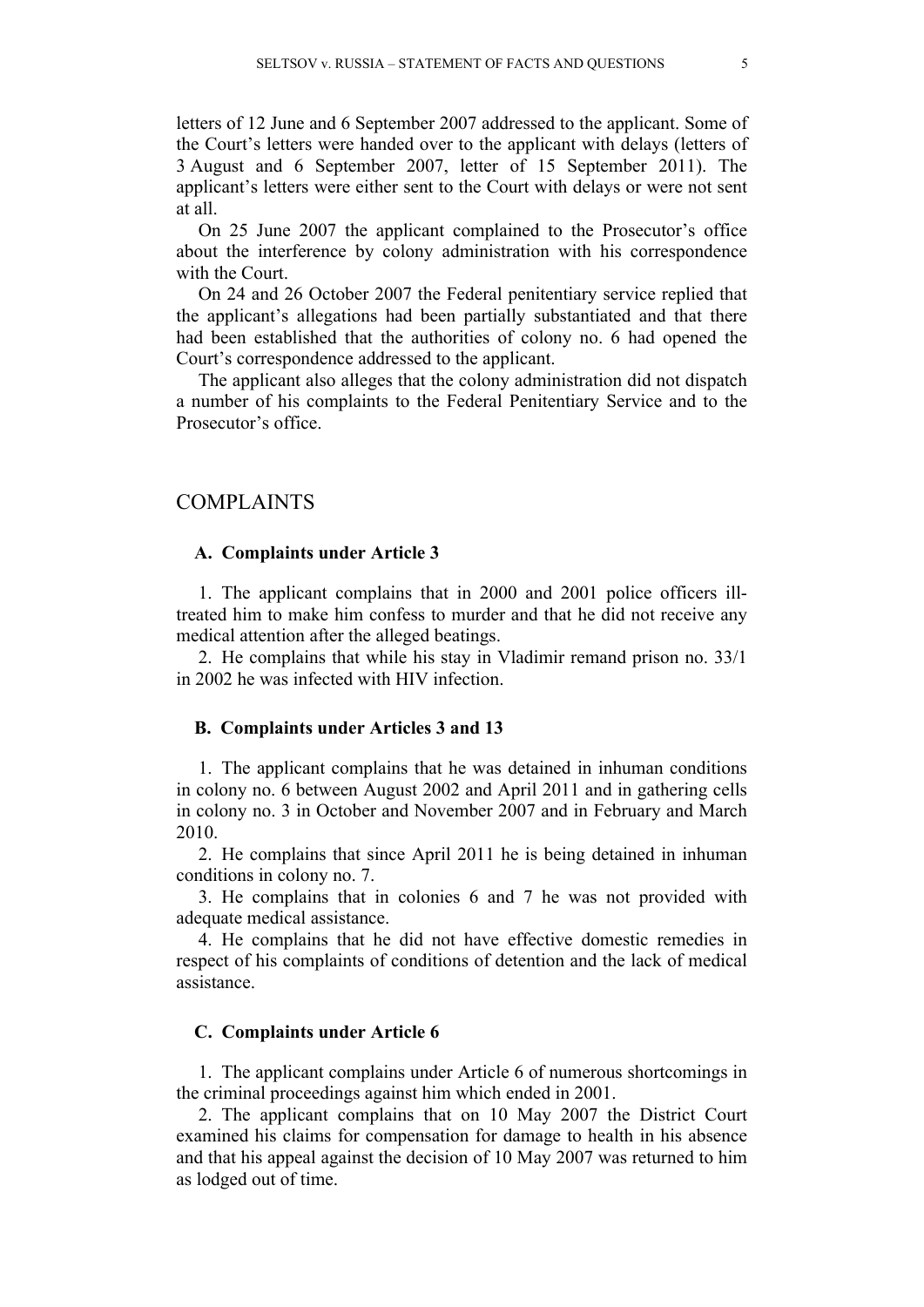letters of 12 June and 6 September 2007 addressed to the applicant. Some of the Court's letters were handed over to the applicant with delays (letters of 3 August and 6 September 2007, letter of 15 September 2011). The applicant's letters were either sent to the Court with delays or were not sent at all.

On 25 June 2007 the applicant complained to the Prosecutor's office about the interference by colony administration with his correspondence with the Court.

On 24 and 26 October 2007 the Federal penitentiary service replied that the applicant's allegations had been partially substantiated and that there had been established that the authorities of colony no. 6 had opened the Court's correspondence addressed to the applicant.

The applicant also alleges that the colony administration did not dispatch a number of his complaints to the Federal Penitentiary Service and to the Prosecutor's office.

## COMPLAINTS

### A. Complaints under Article 3

1. The applicant complains that in 2000 and 2001 police officers ill-treated him to make him confess to murder and that he did not receive any medical attention after the alleged beatings.

2. He complains that while his stay in Vladimir remand prison no. 33/1 in 2002 he was infected with HIV infection.

### B. Complaints under Articles 3 and 13

1. The applicant complains that he was detained in inhuman conditions in colony no. 6 between August 2002 and April 2011 and in gathering cells in colony no. 3 in October and November 2007 and in February and March 2010.

2. He complains that since April 2011 he is being detained in inhuman conditions in colony no. 7.

3. He complains that in colonies 6 and 7 he was not provided with adequate medical assistance.

4. He complains that he did not have effective domestic remedies in respect of his complaints of conditions of detention and the lack of medical assistance.

### C. Complaints under Article 6

1. The applicant complains under Article 6 of numerous shortcomings in the criminal proceedings against him which ended in 2001.

2. The applicant complains that on 10 May 2007 the District Court examined his claims for compensation for damage to health in his absence and that his appeal against the decision of 10 May 2007 was returned to him as lodged out of time.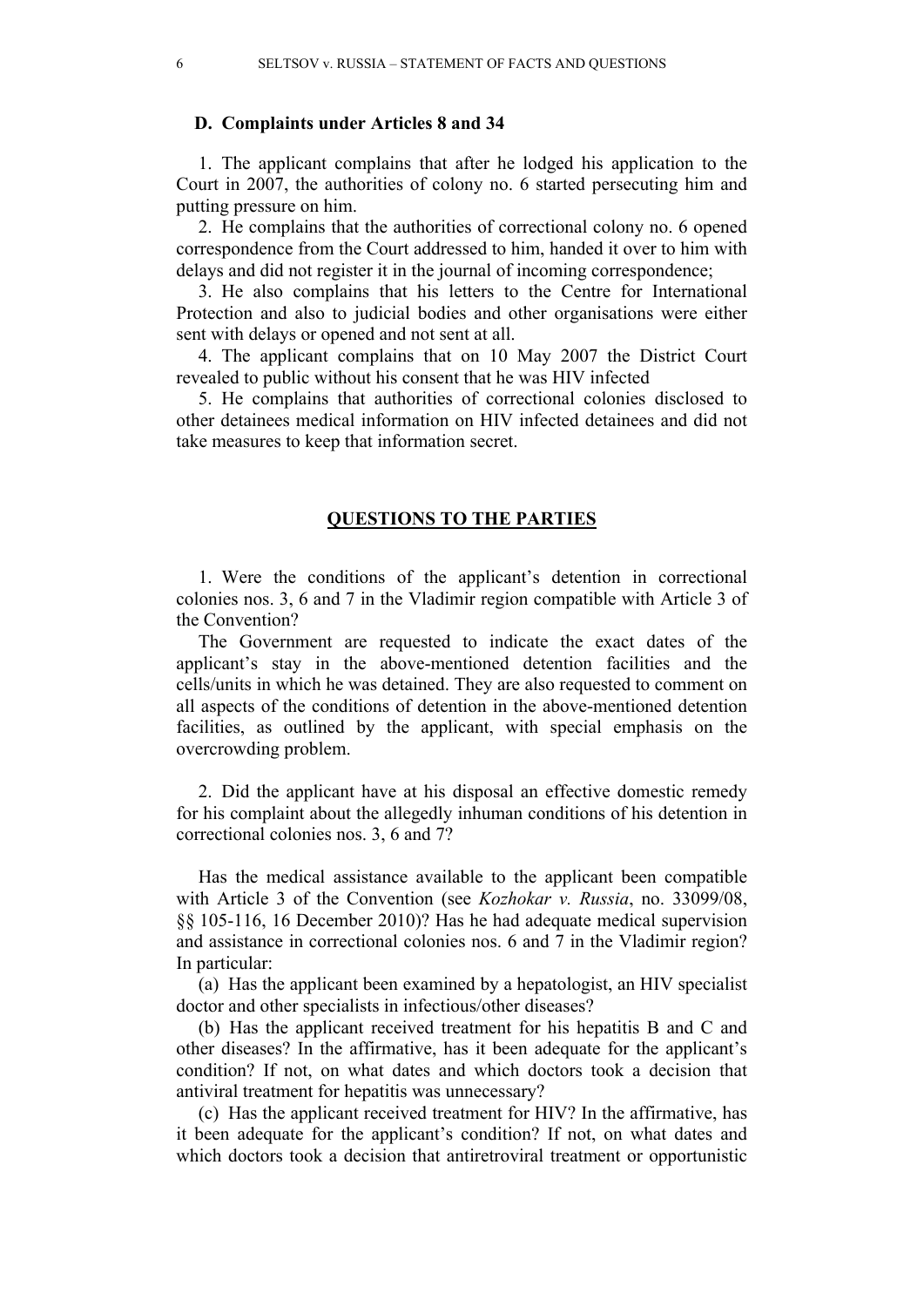### D. Complaints under Articles 8 and 34

1. The applicant complains that after he lodged his application to the Court in 2007, the authorities of colony no. 6 started persecuting him and putting pressure on him.

2. He complains that the authorities of correctional colony no. 6 opened correspondence from the Court addressed to him, handed it over to him with delays and did not register it in the journal of incoming correspondence;

3. He also complains that his letters to the Centre for International Protection and also to judicial bodies and other organisations were either sent with delays or opened and not sent at all.

4. The applicant complains that on 10 May 2007 the District Court revealed to public without his consent that he was HIV infected

5. He complains that authorities of correctional colonies disclosed to other detainees medical information on HIV infected detainees and did not take measures to keep that information secret.

## QUESTIONS TO THE PARTIES

1. Were the conditions of the applicant's detention in correctional colonies nos. 3, 6 and 7 in the Vladimir region compatible with Article 3 of the Convention?

The Government are requested to indicate the exact dates of the applicant's stay in the above-mentioned detention facilities and the cells/units in which he was detained. They are also requested to comment on all aspects of the conditions of detention in the above-mentioned detention facilities, as outlined by the applicant, with special emphasis on the overcrowding problem.

2. Did the applicant have at his disposal an effective domestic remedy for his complaint about the allegedly inhuman conditions of his detention in correctional colonies nos. 3, 6 and 7?

Has the medical assistance available to the applicant been compatible with Article 3 of the Convention (see *Kozhokar v. Russia*, no. 33099/08, §§ 105-116, 16 December 2010)? Has he had adequate medical supervision and assistance in correctional colonies nos. 6 and 7 in the Vladimir region? In particular:

(a) Has the applicant been examined by a hepatologist, an HIV specialist doctor and other specialists in infectious/other diseases?

(b) Has the applicant received treatment for his hepatitis B and C and other diseases? In the affirmative, has it been adequate for the applicant's condition? If not, on what dates and which doctors took a decision that antiviral treatment for hepatitis was unnecessary?

(c) Has the applicant received treatment for HIV? In the affirmative, has it been adequate for the applicant's condition? If not, on what dates and which doctors took a decision that antiretroviral treatment or opportunistic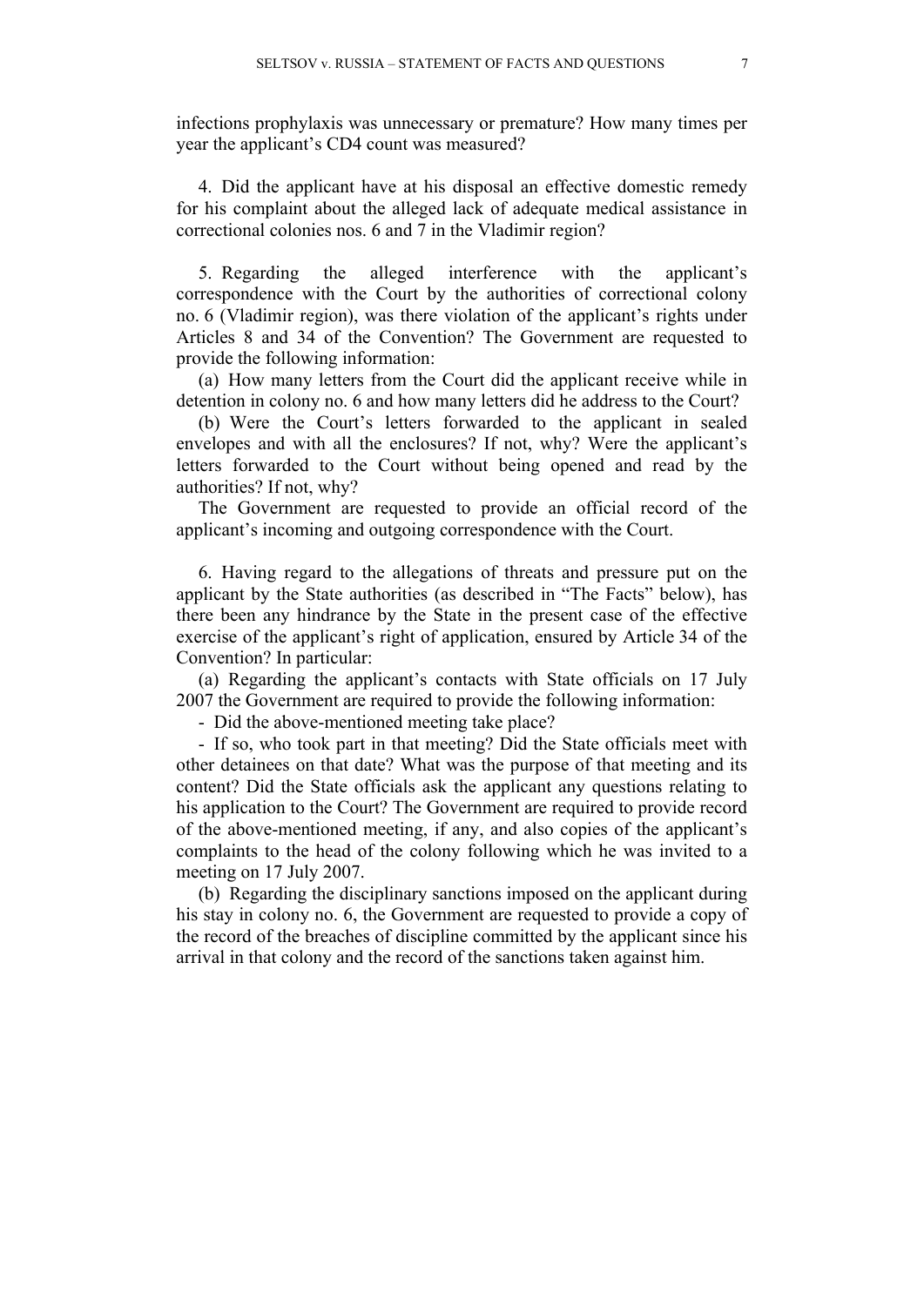infections prophylaxis was unnecessary or premature? How many times per year the applicant's CD4 count was measured?

4. Did the applicant have at his disposal an effective domestic remedy for his complaint about the alleged lack of adequate medical assistance in correctional colonies nos. 6 and 7 in the Vladimir region?

5. Regarding the alleged interference with the applicant's correspondence with the Court by the authorities of correctional colony no. 6 (Vladimir region), was there violation of the applicant's rights under Articles 8 and 34 of the Convention? The Government are requested to provide the following information:

(a) How many letters from the Court did the applicant receive while in detention in colony no. 6 and how many letters did he address to the Court?

(b) Were the Court's letters forwarded to the applicant in sealed envelopes and with all the enclosures? If not, why? Were the applicant's letters forwarded to the Court without being opened and read by the authorities? If not, why?

The Government are requested to provide an official record of the applicant's incoming and outgoing correspondence with the Court.

6. Having regard to the allegations of threats and pressure put on the applicant by the State authorities (as described in "The Facts" below), has there been any hindrance by the State in the present case of the effective exercise of the applicant's right of application, ensured by Article 34 of the Convention? In particular:

(a) Regarding the applicant's contacts with State officials on 17 July 2007 the Government are required to provide the following information:

- Did the above-mentioned meeting take place?
- If so, who took part in that meeting? Did the State officials meet with other detainees on that date? What was the purpose of that meeting and its content? Did the State officials ask the applicant any questions relating to his application to the Court? The Government are required to provide record of the above-mentioned meeting, if any, and also copies of the applicant's complaints to the head of the colony following which he was invited to a meeting on 17 July 2007.

(b) Regarding the disciplinary sanctions imposed on the applicant during his stay in colony no. 6, the Government are requested to provide a copy of the record of the breaches of discipline committed by the applicant since his arrival in that colony and the record of the sanctions taken against him.